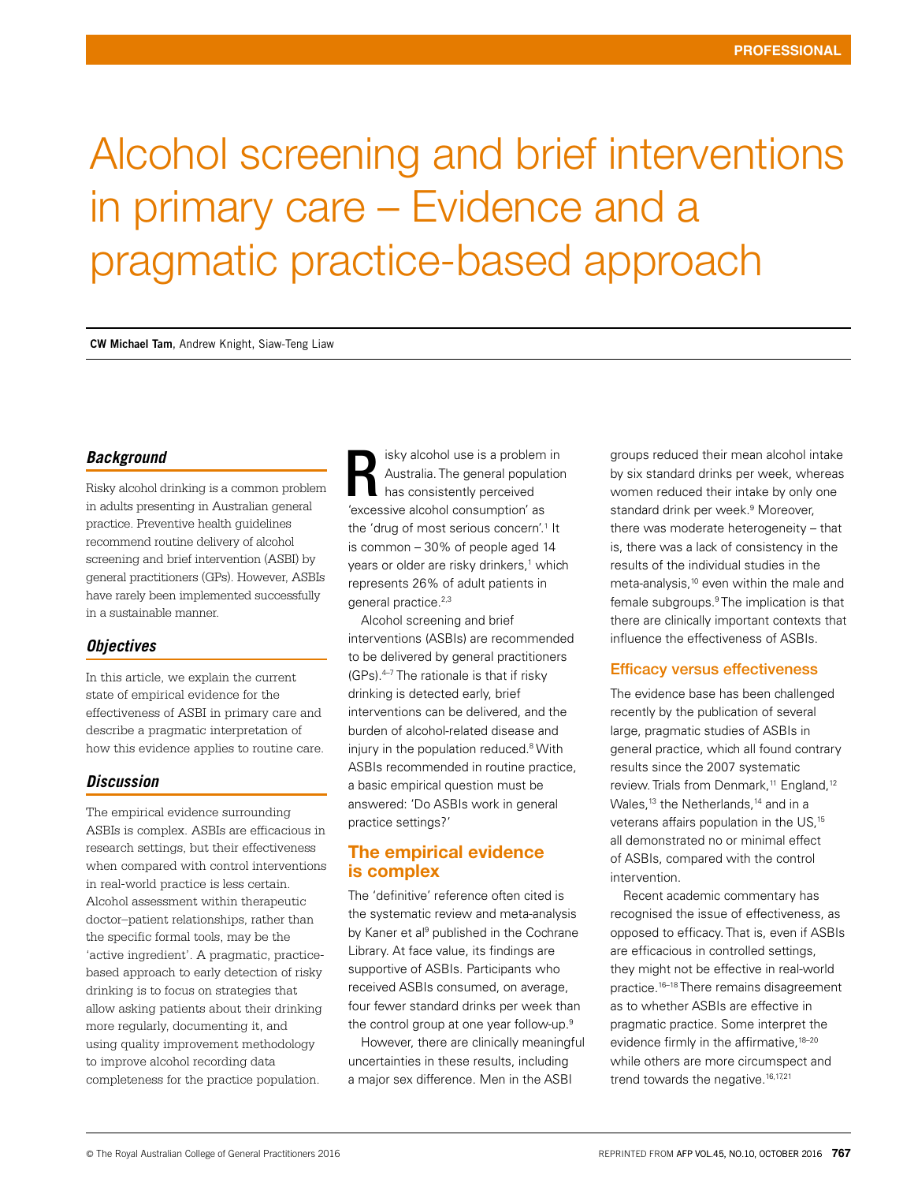# Alcohol screening and brief interventions in primary care – Evidence and a pragmatic practice-based approach

**CW Michael Tam**, Andrew Knight, Siaw-Teng Liaw

### *Background*

Risky alcohol drinking is a common problem in adults presenting in Australian general practice. Preventive health guidelines recommend routine delivery of alcohol screening and brief intervention (ASBI) by general practitioners (GPs). However, ASBIs have rarely been implemented successfully in a sustainable manner.

### *Objectives*

In this article, we explain the current state of empirical evidence for the effectiveness of ASBI in primary care and describe a pragmatic interpretation of how this evidence applies to routine care.

### *Discussion*

The empirical evidence surrounding ASBIs is complex. ASBIs are efficacious in research settings, but their effectiveness when compared with control interventions in real-world practice is less certain. Alcohol assessment within therapeutic doctor–patient relationships, rather than the specific formal tools, may be the 'active ingredient'. A pragmatic, practice-based approach to early detection of risky drinking is to focus on strategies that allow asking patients about their drinking more regularly, documenting it, and using quality improvement methodology to improve alcohol recording data completeness for the practice population.

Risky alcohol use is a problem in Australia. The general population has consistently perceived 'excessive alcohol consumption' as the 'drug of most serious concern'.[1] It is common – 30% of people aged 14 years or older are risky drinkers,[1] which represents 26% of adult patients in general practice.[2,3]

Alcohol screening and brief interventions (ASBIs) are recommended to be delivered by general practitioners (GPs).[4–7] The rationale is that if risky drinking is detected early, brief interventions can be delivered, and the burden of alcohol-related disease and injury in the population reduced.[8] With ASBIs recommended in routine practice, a basic empirical question must be answered: 'Do ASBIs work in general practice settings?'

## The empirical evidence is complex

The 'definitive' reference often cited is the systematic review and meta-analysis by Kaner et al[9] published in the Cochrane Library. At face value, its findings are supportive of ASBIs. Participants who received ASBIs consumed, on average, four fewer standard drinks per week than the control group at one year follow-up.[9]

However, there are clinically meaningful uncertainties in these results, including a major sex difference. Men in the ASBI groups reduced their mean alcohol intake by six standard drinks per week, whereas women reduced their intake by only one standard drink per week.[9] Moreover, there was moderate heterogeneity – that is, there was a lack of consistency in the results of the individual studies in the meta-analysis,[10] even within the male and female subgroups.[9] The implication is that there are clinically important contexts that influence the effectiveness of ASBIs.

### Efficacy versus effectiveness

The evidence base has been challenged recently by the publication of several large, pragmatic studies of ASBIs in general practice, which all found contrary results since the 2007 systematic review. Trials from Denmark,[11] England,[12] Wales,[13] the Netherlands,[14] and in a veterans affairs population in the US,[15] all demonstrated no or minimal effect of ASBIs, compared with the control intervention.

Recent academic commentary has recognised the issue of effectiveness, as opposed to efficacy. That is, even if ASBIs are efficacious in controlled settings, they might not be effective in real-world practice.[16–18] There remains disagreement as to whether ASBIs are effective in pragmatic practice. Some interpret the evidence firmly in the affirmative,[18–20] while others are more circumspect and trend towards the negative.[16,17,21]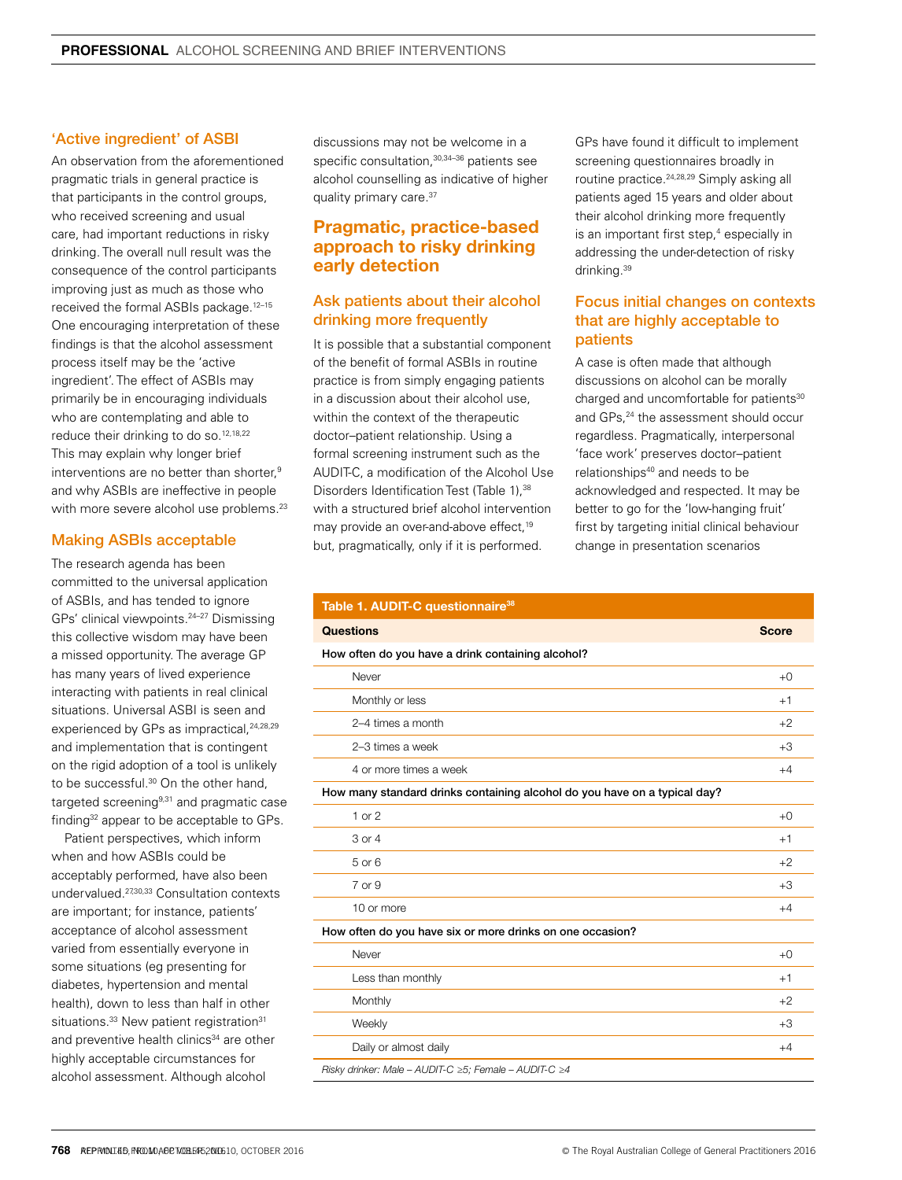## 'Active ingredient' of ASBI

An observation from the aforementioned pragmatic trials in general practice is that participants in the control groups, who received screening and usual care, had important reductions in risky drinking. The overall null result was the consequence of the control participants improving just as much as those who received the formal ASBIs package.[12–15] One encouraging interpretation of these findings is that the alcohol assessment process itself may be the 'active ingredient'. The effect of ASBIs may primarily be in encouraging individuals who are contemplating and able to reduce their drinking to do so.[12,18,22] This may explain why longer brief interventions are no better than shorter,[9] and why ASBIs are ineffective in people with more severe alcohol use problems.[23]

## Making ASBIs acceptable

The research agenda has been committed to the universal application of ASBIs, and has tended to ignore GPs' clinical viewpoints.[24–27] Dismissing this collective wisdom may have been a missed opportunity. The average GP has many years of lived experience interacting with patients in real clinical situations. Universal ASBI is seen and experienced by GPs as impractical,[24,28,29] and implementation that is contingent on the rigid adoption of a tool is unlikely to be successful.[30] On the other hand, targeted screening[9,31] and pragmatic case finding[32] appear to be acceptable to GPs.

Patient perspectives, which inform when and how ASBIs could be acceptably performed, have also been undervalued.[27,30,33] Consultation contexts are important; for instance, patients' acceptance of alcohol assessment varied from essentially everyone in some situations (eg presenting for diabetes, hypertension and mental health), down to less than half in other situations.[33] New patient registration[31] and preventive health clinics[34] are other highly acceptable circumstances for alcohol assessment. Although alcohol discussions may not be welcome in a specific consultation,[30,34–36] patients see alcohol counselling as indicative of higher quality primary care.[37]

# Pragmatic, practice-based approach to risky drinking early detection

## Ask patients about their alcohol drinking more frequently

It is possible that a substantial component of the benefit of formal ASBIs in routine practice is from simply engaging patients in a discussion about their alcohol use, within the context of the therapeutic doctor–patient relationship. Using a formal screening instrument such as the AUDIT-C, a modification of the Alcohol Use Disorders Identification Test (Table 1),[38] with a structured brief alcohol intervention may provide an over-and-above effect,[19] but, pragmatically, only if it is performed. GPs have found it difficult to implement screening questionnaires broadly in routine practice.[24,28,29] Simply asking all patients aged 15 years and older about their alcohol drinking more frequently is an important first step,[4] especially in addressing the under-detection of risky drinking.[39]

## Focus initial changes on contexts that are highly acceptable to patients

A case is often made that although discussions on alcohol can be morally charged and uncomfortable for patients[30] and GPs,[24] the assessment should occur regardless. Pragmatically, interpersonal 'face work' preserves doctor–patient relationships[40] and needs to be acknowledged and respected. It may be better to go for the 'low-hanging fruit' first by targeting initial clinical behaviour change in presentation scenarios

**Table 1. AUDIT-C questionnaire[38]**

| Questions | Score |
|---|---|
| **How often do you have a drink containing alcohol?** | |
| Never | +0 |
| Monthly or less | +1 |
| 2–4 times a month | +2 |
| 2–3 times a week | +3 |
| 4 or more times a week | +4 |
| **How many standard drinks containing alcohol do you have on a typical day?** | |
| 1 or 2 | +0 |
| 3 or 4 | +1 |
| 5 or 6 | +2 |
| 7 or 9 | +3 |
| 10 or more | +4 |
| **How often do you have six or more drinks on one occasion?** | |
| Never | +0 |
| Less than monthly | +1 |
| Monthly | +2 |
| Weekly | +3 |
| Daily or almost daily | +4 |

*Risky drinker: Male – AUDIT-C ≥5; Female – AUDIT-C ≥4*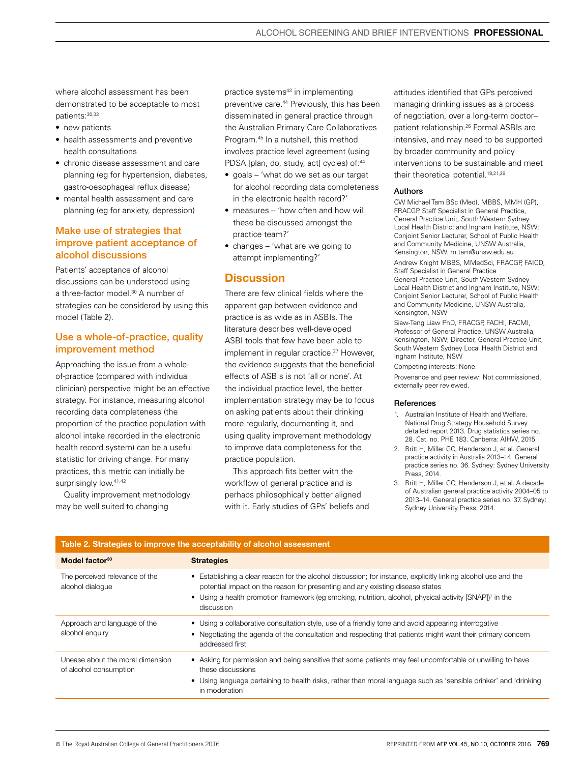where alcohol assessment has been demonstrated to be acceptable to most patients:[30,33]

- new patients
- health assessments and preventive health consultations
- chronic disease assessment and care planning (eg for hypertension, diabetes, gastro-oesophageal reflux disease)
- mental health assessment and care planning (eg for anxiety, depression)

### Make use of strategies that improve patient acceptance of alcohol discussions

Patients' acceptance of alcohol discussions can be understood using a three-factor model.[30] A number of strategies can be considered by using this model (Table 2).

### Use a whole-of-practice, quality improvement method

Approaching the issue from a whole-of-practice (compared with individual clinician) perspective might be an effective strategy. For instance, measuring alcohol recording data completeness (the proportion of the practice population with alcohol intake recorded in the electronic health record system) can be a useful statistic for driving change. For many practices, this metric can initially be surprisingly low.[41,42]

Quality improvement methodology may be well suited to changing practice systems[43] in implementing preventive care.[44] Previously, this has been disseminated in general practice through the Australian Primary Care Collaboratives Program.[45] In a nutshell, this method involves practice level agreement (using PDSA [plan, do, study, act] cycles) of:[44]

- goals – 'what do we set as our target for alcohol recording data completeness in the electronic health record?'
- measures – 'how often and how will these be discussed amongst the practice team?'
- changes – 'what are we going to attempt implementing?'

## Discussion

There are few clinical fields where the apparent gap between evidence and practice is as wide as in ASBIs. The literature describes well-developed ASBI tools that few have been able to implement in regular practice.[27] However, the evidence suggests that the beneficial effects of ASBIs is not 'all or none'. At the individual practice level, the better implementation strategy may be to focus on asking patients about their drinking more regularly, documenting it, and using quality improvement methodology to improve data completeness for the practice population.

This approach fits better with the workflow of general practice and is perhaps philosophically better aligned with it. Early studies of GPs' beliefs and attitudes identified that GPs perceived managing drinking issues as a process of negotiation, over a long-term doctor–patient relationship.[26] Formal ASBIs are intensive, and may need to be supported by broader community and policy interventions to be sustainable and meet their theoretical potential.[18,21,29]

### Authors

CW Michael Tam BSc (Med), MBBS, MMH (GP), FRACGP, Staff Specialist in General Practice, General Practice Unit, South Western Sydney Local Health District and Ingham Institute, NSW; Conjoint Senior Lecturer, School of Public Health and Community Medicine, UNSW Australia, Kensington, NSW. m.tam@unsw.edu.au

Andrew Knight MBBS, MMedSci, FRACGP, FAICD, Staff Specialist in General Practice General Practice Unit, South Western Sydney Local Health District and Ingham Institute, NSW; Conjoint Senior Lecturer, School of Public Health and Community Medicine, UNSW Australia, Kensington, NSW

Siaw-Teng Liaw PhD, FRACGP, FACHI, FACMI, Professor of General Practice, UNSW Australia, Kensington, NSW; Director, General Practice Unit, South Western Sydney Local Health District and Ingham Institute, NSW

Competing interests: None.

Provenance and peer review: Not commissioned, externally peer reviewed.

### References

1. Australian Institute of Health and Welfare. National Drug Strategy Household Survey detailed report 2013. Drug statistics series no. 28. Cat. no. PHE 183. Canberra: AIHW, 2015.
2. Britt H, Miller GC, Henderson J, et al. General practice activity in Australia 2013–14. General practice series no. 36. Sydney: Sydney University Press, 2014.
3. Britt H, Miller GC, Henderson J, et al. A decade of Australian general practice activity 2004–05 to 2013–14. General practice series no. 37. Sydney: Sydney University Press, 2014.

**Table 2. Strategies to improve the acceptability of alcohol assessment**

| Model factor[30] | Strategies |
|---|---|
| The perceived relevance of the alcohol dialogue | • Establishing a clear reason for the alcohol discussion; for instance, explicitly linking alcohol use and the potential impact on the reason for presenting and any existing disease states<br>• Using a health promotion framework (eg smoking, nutrition, alcohol, physical activity [SNAP])[7] in the discussion |
| Approach and language of the alcohol enquiry | • Using a collaborative consultation style, use of a friendly tone and avoid appearing interrogative<br>• Negotiating the agenda of the consultation and respecting that patients might want their primary concern addressed first |
| Unease about the moral dimension of alcohol consumption | • Asking for permission and being sensitive that some patients may feel uncomfortable or unwilling to have these discussions<br>• Using language pertaining to health risks, rather than moral language such as 'sensible drinker' and 'drinking in moderation' |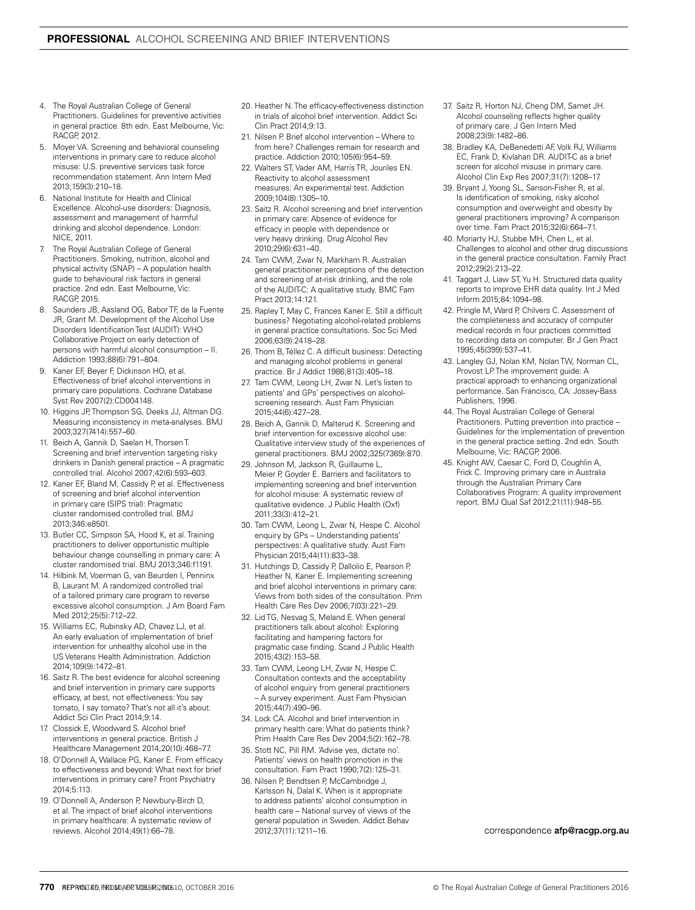4. The Royal Australian College of General Practitioners. Guidelines for preventive activities in general practice. 8th edn. East Melbourne, Vic: RACGP, 2012.
5. Moyer VA. Screening and behavioral counseling interventions in primary care to reduce alcohol misuse: U.S. preventive services task force recommendation statement. Ann Intern Med 2013;159(3):210–18.
6. National Institute for Health and Clinical Excellence. Alcohol-use disorders: Diagnosis, assessment and management of harmful drinking and alcohol dependence. London: NICE, 2011.
7. The Royal Australian College of General Practitioners. Smoking, nutrition, alcohol and physical activity (SNAP) – A population health guide to behavioural risk factors in general practice. 2nd edn. East Melbourne, Vic: RACGP, 2015.
8. Saunders JB, Aasland OG, Babor TF, de la Fuente JR, Grant M. Development of the Alcohol Use Disorders Identification Test (AUDIT): WHO Collaborative Project on early detection of persons with harmful alcohol consumption – II. Addiction 1993;88(6):791–804.
9. Kaner EF, Beyer F, Dickinson HO, et al. Effectiveness of brief alcohol interventions in primary care populations. Cochrane Database Syst Rev 2007(2):CD004148.
10. Higgins JP, Thompson SG, Deeks JJ, Altman DG. Measuring inconsistency in meta-analyses. BMJ 2003;327(7414):557–60.
11. Beich A, Gannik D, Saelan H, Thorsen T. Screening and brief intervention targeting risky drinkers in Danish general practice – A pragmatic controlled trial. Alcohol 2007;42(6):593–603.
12. Kaner EF, Bland M, Cassidy P, et al. Effectiveness of screening and brief alcohol intervention in primary care (SIPS trial): Pragmatic cluster randomised controlled trial. BMJ 2013;346:e8501.
13. Butler CC, Simpson SA, Hood K, et al. Training practitioners to deliver opportunistic multiple behaviour change counselling in primary care: A cluster randomised trial. BMJ 2013;346:f1191.
14. Hilbink M, Voerman G, van Beurden I, Penninx B, Laurant M. A randomized controlled trial of a tailored primary care program to reverse excessive alcohol consumption. J Am Board Fam Med 2012;25(5):712–22.
15. Williams EC, Rubinsky AD, Chavez LJ, et al. An early evaluation of implementation of brief intervention for unhealthy alcohol use in the US Veterans Health Administration. Addiction 2014;109(9):1472–81.
16. Saitz R. The best evidence for alcohol screening and brief intervention in primary care supports efficacy, at best, not effectiveness: You say tomato, I say tomato? That's not all it's about. Addict Sci Clin Pract 2014;9:14.
17. Clossick E, Woodward S. Alcohol brief interventions in general practice. British J Healthcare Management 2014;20(10):468–77.
18. O'Donnell A, Wallace PG, Kaner E. From efficacy to effectiveness and beyond: What next for brief interventions in primary care? Front Psychiatry 2014;5:113.
19. O'Donnell A, Anderson P, Newbury-Birch D, et al. The impact of brief alcohol interventions in primary healthcare: A systematic review of reviews. Alcohol 2014;49(1):66–78.
20. Heather N. The efficacy-effectiveness distinction in trials of alcohol brief intervention. Addict Sci Clin Pract 2014;9:13.
21. Nilsen P. Brief alcohol intervention – Where to from here? Challenges remain for research and practice. Addiction 2010;105(6):954–59.
22. Walters ST, Vader AM, Harris TR, Jouriles EN. Reactivity to alcohol assessment measures: An experimental test. Addiction 2009;104(8):1305–10.
23. Saitz R. Alcohol screening and brief intervention in primary care: Absence of evidence for efficacy in people with dependence or very heavy drinking. Drug Alcohol Rev 2010;29(6):631–40.
24. Tam CWM, Zwar N, Markham R. Australian general practitioner perceptions of the detection and screening of at-risk drinking, and the role of the AUDIT-C: A qualitative study. BMC Fam Pract 2013;14:121.
25. Rapley T, May C, Frances Kaner E. Still a difficult business? Negotiating alcohol-related problems in general practice consultations. Soc Sci Med 2006;63(9):2418–28.
26. Thom B, Téllez C. A difficult business: Detecting and managing alcohol problems in general practice. Br J Addict 1986;81(3):405–18.
27. Tam CWM, Leong LH, Zwar N. Let's listen to patients' and GPs' perspectives on alcohol-screening research. Aust Fam Physician 2015;44(6):427–28.
28. Beich A, Gannik D, Malterud K. Screening and brief intervention for excessive alcohol use: Qualitative interview study of the experiences of general practitioners. BMJ 2002;325(7369):870.
29. Johnson M, Jackson R, Guillaume L, Meier P, Goyder E. Barriers and facilitators to implementing screening and brief intervention for alcohol misuse: A systematic review of qualitative evidence. J Public Health (Oxf) 2011;33(3):412–21.
30. Tam CWM, Leong L, Zwar N, Hespe C. Alcohol enquiry by GPs – Understanding patients' perspectives: A qualitative study. Aust Fam Physician 2015;44(11):833–38.
31. Hutchings D, Cassidy P, Dallolio E, Pearson P, Heather N, Kaner E. Implementing screening and brief alcohol interventions in primary care: Views from both sides of the consultation. Prim Health Care Res Dev 2006;7(03):221–29.
32. Lid TG, Nesvag S, Meland E. When general practitioners talk about alcohol: Exploring facilitating and hampering factors for pragmatic case finding. Scand J Public Health 2015;43(2):153–58.
33. Tam CWM, Leong LH, Zwar N, Hespe C. Consultation contexts and the acceptability of alcohol enquiry from general practitioners – A survey experiment. Aust Fam Physician 2015;44(7):490–96.
34. Lock CA. Alcohol and brief intervention in primary health care: What do patients think? Prim Health Care Res Dev 2004;5(2):162–78.
35. Stott NC, Pill RM. 'Advise yes, dictate no'. Patients' views on health promotion in the consultation. Fam Pract 1990;7(2):125–31.
36. Nilsen P, Bendtsen P, McCambridge J, Karlsson N, Dalal K. When is it appropriate to address patients' alcohol consumption in health care – National survey of views of the general population in Sweden. Addict Behav 2012;37(11):1211–16.
37. Saitz R, Horton NJ, Cheng DM, Samet JH. Alcohol counseling reflects higher quality of primary care. J Gen Intern Med 2008;23(9):1482–86.
38. Bradley KA, DeBenedetti AF, Volk RJ, Williams EC, Frank D, Kivlahan DR. AUDIT-C as a brief screen for alcohol misuse in primary care. Alcohol Clin Exp Res 2007;31(7):1208–17.
39. Bryant J, Yoong SL, Sanson-Fisher R, et al. Is identification of smoking, risky alcohol consumption and overweight and obesity by general practitioners improving? A comparison over time. Fam Pract 2015;32(6):664–71.
40. Moriarty HJ, Stubbe MH, Chen L, et al. Challenges to alcohol and other drug discussions in the general practice consultation. Family Pract 2012;29(2):213–22.
41. Taggart J, Liaw ST, Yu H. Structured data quality reports to improve EHR data quality. Int J Med Inform 2015;84:1094–98.
42. Pringle M, Ward P, Chilvers C. Assessment of the completeness and accuracy of computer medical records in four practices committed to recording data on computer. Br J Gen Pract 1995;45(399):537–41.
43. Langley GJ, Nolan KM, Nolan TW, Norman CL, Provost LP. The improvement guide: A practical approach to enhancing organizational performance. San Francisco, CA: Jossey-Bass Publishers, 1996.
44. The Royal Australian College of General Practitioners. Putting prevention into practice – Guidelines for the implementation of prevention in the general practice setting. 2nd edn. South Melbourne, Vic: RACGP, 2006.
45. Knight AW, Caesar C, Ford D, Coughlin A, Frick C. Improving primary care in Australia through the Australian Primary Care Collaboratives Program: A quality improvement report. BMJ Qual Saf 2012;21(11):948–55.

correspondence **afp@racgp.org.au**